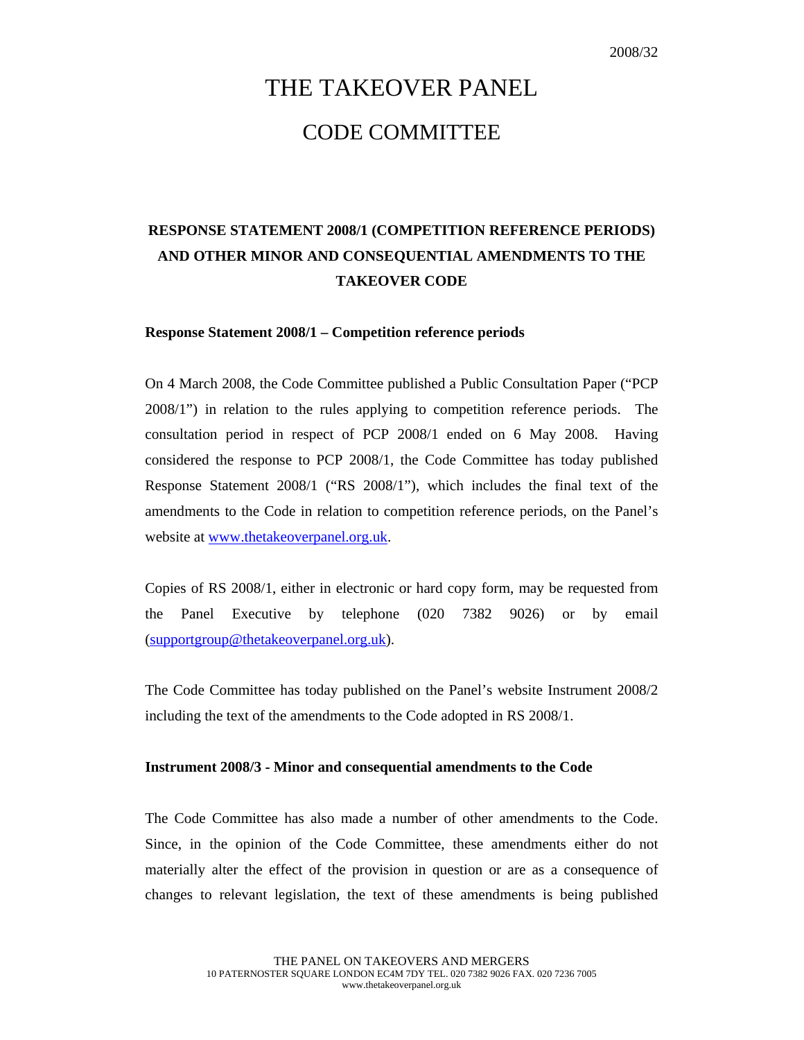2008/32

# THE TAKEOVER PANEL

# CODE COMMITTEE

## RESPONSE STATEMENT 2008/1 (COMPETITION REFERENCE PERIODS) AND OTHER MINOR AND CONSEQUENTIAL AMENDMENTS TO THE TAKEOVER CODE

**Response Statement 2008/1 – Competition reference periods**

On 4 March 2008, the Code Committee published a Public Consultation Paper ("PCP 2008/1") in relation to the rules applying to competition reference periods. The consultation period in respect of PCP 2008/1 ended on 6 May 2008. Having considered the response to PCP 2008/1, the Code Committee has today published Response Statement 2008/1 ("RS 2008/1"), which includes the final text of the amendments to the Code in relation to competition reference periods, on the Panel's website at www.thetakeoverpanel.org.uk.

Copies of RS 2008/1, either in electronic or hard copy form, may be requested from the Panel Executive by telephone (020 7382 9026) or by email (supportgroup@thetakeoverpanel.org.uk).

The Code Committee has today published on the Panel's website Instrument 2008/2 including the text of the amendments to the Code adopted in RS 2008/1.

**Instrument 2008/3 - Minor and consequential amendments to the Code**

The Code Committee has also made a number of other amendments to the Code. Since, in the opinion of the Code Committee, these amendments either do not materially alter the effect of the provision in question or are as a consequence of changes to relevant legislation, the text of these amendments is being published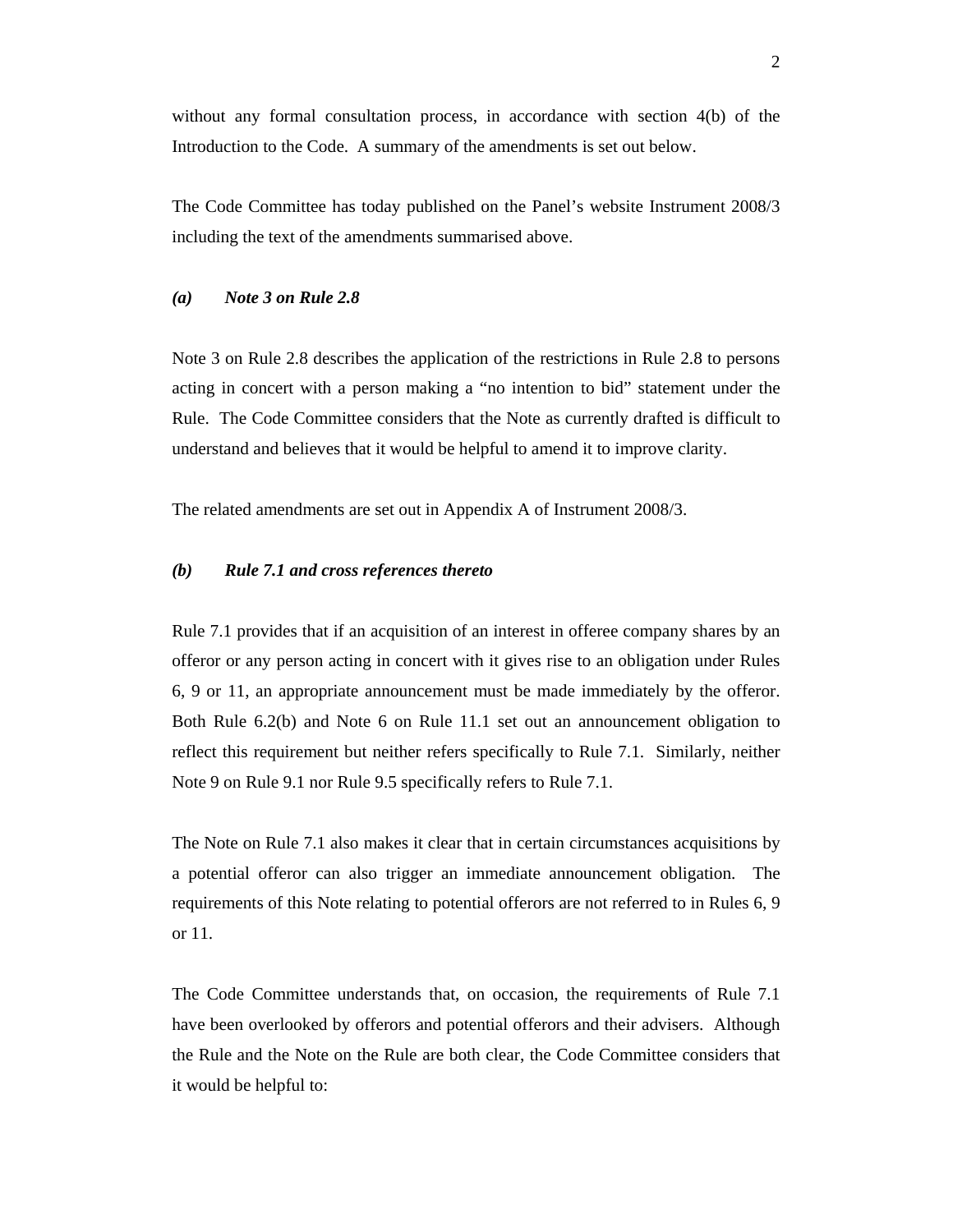without any formal consultation process, in accordance with section 4(b) of the Introduction to the Code. A summary of the amendments is set out below.

The Code Committee has today published on the Panel's website Instrument 2008/3 including the text of the amendments summarised above.

***(a) Note 3 on Rule 2.8***

Note 3 on Rule 2.8 describes the application of the restrictions in Rule 2.8 to persons acting in concert with a person making a "no intention to bid" statement under the Rule. The Code Committee considers that the Note as currently drafted is difficult to understand and believes that it would be helpful to amend it to improve clarity.

The related amendments are set out in Appendix A of Instrument 2008/3.

***(b) Rule 7.1 and cross references thereto***

Rule 7.1 provides that if an acquisition of an interest in offeree company shares by an offeror or any person acting in concert with it gives rise to an obligation under Rules 6, 9 or 11, an appropriate announcement must be made immediately by the offeror. Both Rule 6.2(b) and Note 6 on Rule 11.1 set out an announcement obligation to reflect this requirement but neither refers specifically to Rule 7.1. Similarly, neither Note 9 on Rule 9.1 nor Rule 9.5 specifically refers to Rule 7.1.

The Note on Rule 7.1 also makes it clear that in certain circumstances acquisitions by a potential offeror can also trigger an immediate announcement obligation. The requirements of this Note relating to potential offerors are not referred to in Rules 6, 9 or 11.

The Code Committee understands that, on occasion, the requirements of Rule 7.1 have been overlooked by offerors and potential offerors and their advisers. Although the Rule and the Note on the Rule are both clear, the Code Committee considers that it would be helpful to: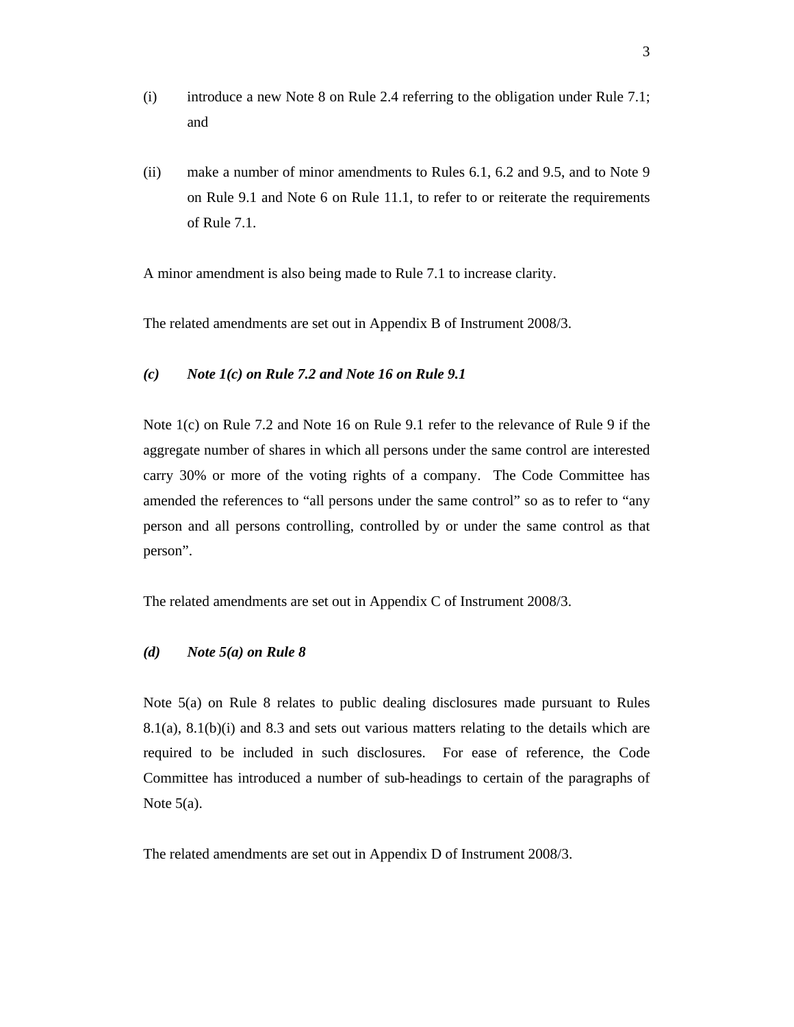(i) introduce a new Note 8 on Rule 2.4 referring to the obligation under Rule 7.1; and

(ii) make a number of minor amendments to Rules 6.1, 6.2 and 9.5, and to Note 9 on Rule 9.1 and Note 6 on Rule 11.1, to refer to or reiterate the requirements of Rule 7.1.

A minor amendment is also being made to Rule 7.1 to increase clarity.

The related amendments are set out in Appendix B of Instrument 2008/3.

***(c) Note 1(c) on Rule 7.2 and Note 16 on Rule 9.1***

Note 1(c) on Rule 7.2 and Note 16 on Rule 9.1 refer to the relevance of Rule 9 if the aggregate number of shares in which all persons under the same control are interested carry 30% or more of the voting rights of a company. The Code Committee has amended the references to "all persons under the same control" so as to refer to "any person and all persons controlling, controlled by or under the same control as that person".

The related amendments are set out in Appendix C of Instrument 2008/3.

***(d) Note 5(a) on Rule 8***

Note 5(a) on Rule 8 relates to public dealing disclosures made pursuant to Rules 8.1(a), 8.1(b)(i) and 8.3 and sets out various matters relating to the details which are required to be included in such disclosures. For ease of reference, the Code Committee has introduced a number of sub-headings to certain of the paragraphs of Note 5(a).

The related amendments are set out in Appendix D of Instrument 2008/3.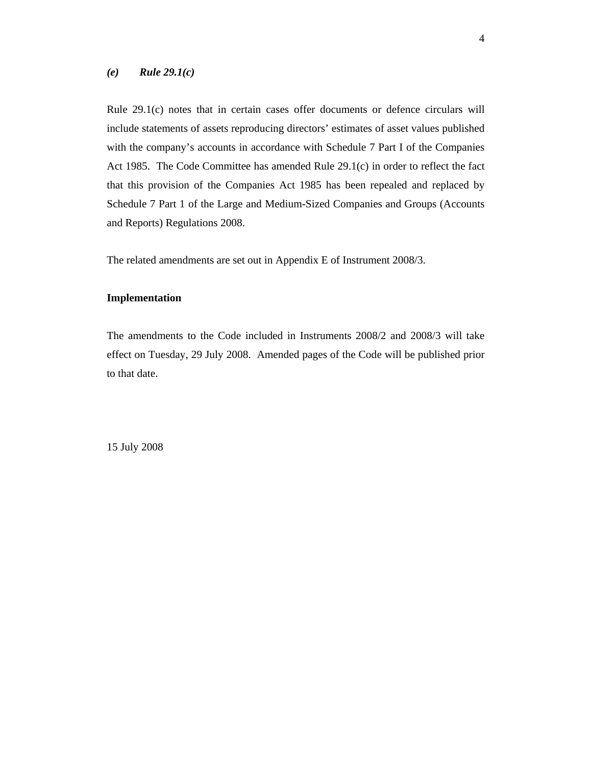### *(e) Rule 29.1(c)*

Rule 29.1(c) notes that in certain cases offer documents or defence circulars will include statements of assets reproducing directors' estimates of asset values published with the company's accounts in accordance with Schedule 7 Part I of the Companies Act 1985. The Code Committee has amended Rule 29.1(c) in order to reflect the fact that this provision of the Companies Act 1985 has been repealed and replaced by Schedule 7 Part 1 of the Large and Medium-Sized Companies and Groups (Accounts and Reports) Regulations 2008.

The related amendments are set out in Appendix E of Instrument 2008/3.

**Implementation**

The amendments to the Code included in Instruments 2008/2 and 2008/3 will take effect on Tuesday, 29 July 2008. Amended pages of the Code will be published prior to that date.

15 July 2008